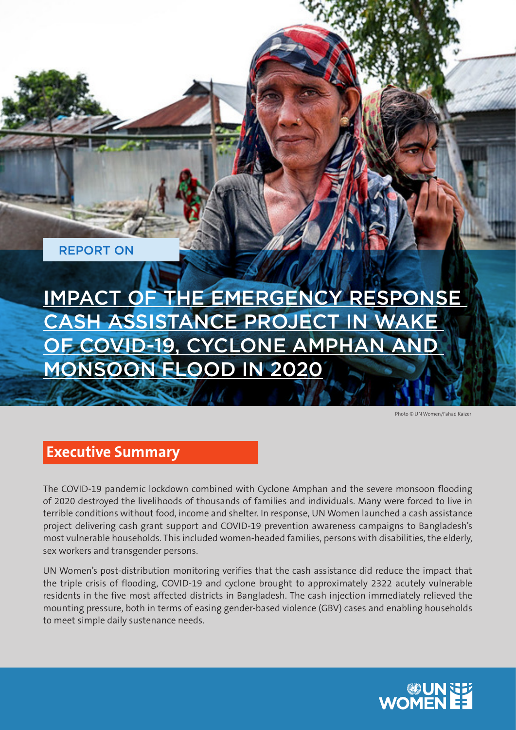REPORT ON

# IMPACT OF THE EMERGENCY RESPONSE CASH ASSISTANCE PROJECT IN WAKE OF COVID-19, CYCLONE AMPHAN AND MONSOON FLOOD IN 2020

Photo © UN Women/Fahad Kaizer

## Executive Summary

The COVID-19 pandemic lockdown combined with Cyclone Amphan and the severe monsoon flooding of 2020 destroyed the livelihoods of thousands of families and individuals. Many were forced to live in terrible conditions without food, income and shelter. In response, UN Women launched a cash assistance project delivering cash grant support and COVID-19 prevention awareness campaigns to Bangladesh's most vulnerable households. This included women-headed families, persons with disabilities, the elderly, sex workers and transgender persons.

UN Women's post-distribution monitoring verifies that the cash assistance did reduce the impact that the triple crisis of flooding, COVID-19 and cyclone brought to approximately 2322 acutely vulnerable residents in the five most affected districts in Bangladesh. The cash injection immediately relieved the mounting pressure, both in terms of easing gender-based violence (GBV) cases and enabling households to meet simple daily sustenance needs.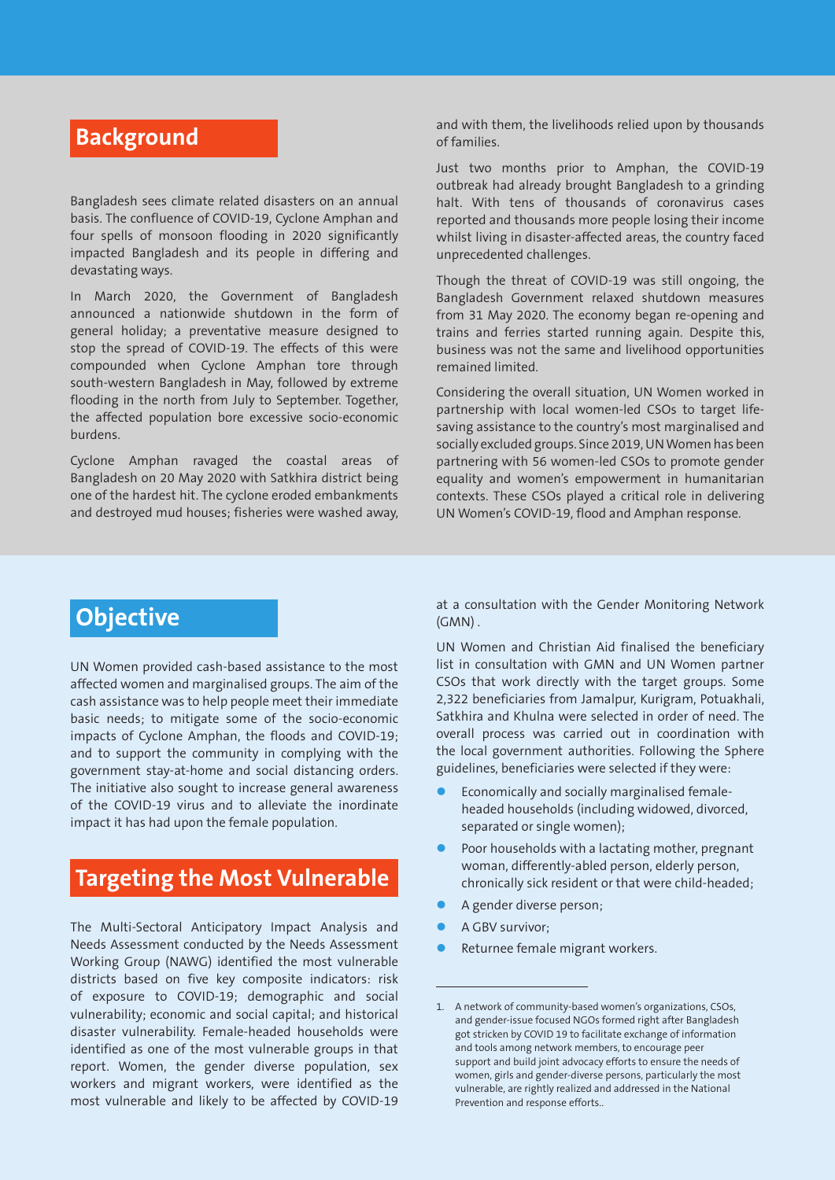## Background

Bangladesh sees climate related disasters on an annual basis. The confluence of COVID-19, Cyclone Amphan and four spells of monsoon flooding in 2020 significantly impacted Bangladesh and its people in differing and devastating ways.

In March 2020, the Government of Bangladesh announced a nationwide shutdown in the form of general holiday; a preventative measure designed to stop the spread of COVID-19. The effects of this were compounded when Cyclone Amphan tore through south-western Bangladesh in May, followed by extreme flooding in the north from July to September. Together, the affected population bore excessive socio-economic burdens.

Cyclone Amphan ravaged the coastal areas of Bangladesh on 20 May 2020 with Satkhira district being one of the hardest hit. The cyclone eroded embankments and destroyed mud houses; fisheries were washed away, and with them, the livelihoods relied upon by thousands of families.

Just two months prior to Amphan, the COVID-19 outbreak had already brought Bangladesh to a grinding halt. With tens of thousands of coronavirus cases reported and thousands more people losing their income whilst living in disaster-affected areas, the country faced unprecedented challenges.

Though the threat of COVID-19 was still ongoing, the Bangladesh Government relaxed shutdown measures from 31 May 2020. The economy began re-opening and trains and ferries started running again. Despite this, business was not the same and livelihood opportunities remained limited.

Considering the overall situation, UN Women worked in partnership with local women-led CSOs to target life-saving assistance to the country's most marginalised and socially excluded groups. Since 2019, UN Women has been partnering with 56 women-led CSOs to promote gender equality and women's empowerment in humanitarian contexts. These CSOs played a critical role in delivering UN Women's COVID-19, flood and Amphan response.

## Objective

UN Women provided cash-based assistance to the most affected women and marginalised groups. The aim of the cash assistance was to help people meet their immediate basic needs; to mitigate some of the socio-economic impacts of Cyclone Amphan, the floods and COVID-19; and to support the community in complying with the government stay-at-home and social distancing orders. The initiative also sought to increase general awareness of the COVID-19 virus and to alleviate the inordinate impact it has had upon the female population.

## Targeting the Most Vulnerable

The Multi-Sectoral Anticipatory Impact Analysis and Needs Assessment conducted by the Needs Assessment Working Group (NAWG) identified the most vulnerable districts based on five key composite indicators: risk of exposure to COVID-19; demographic and social vulnerability; economic and social capital; and historical disaster vulnerability. Female-headed households were identified as one of the most vulnerable groups in that report. Women, the gender diverse population, sex workers and migrant workers, were identified as the most vulnerable and likely to be affected by COVID-19 at a consultation with the Gender Monitoring Network (GMN)[1].

UN Women and Christian Aid finalised the beneficiary list in consultation with GMN and UN Women partner CSOs that work directly with the target groups. Some 2,322 beneficiaries from Jamalpur, Kurigram, Potuakhali, Satkhira and Khulna were selected in order of need. The overall process was carried out in coordination with the local government authorities. Following the Sphere guidelines, beneficiaries were selected if they were:

- Economically and socially marginalised female-headed households (including widowed, divorced, separated or single women);
- Poor households with a lactating mother, pregnant woman, differently-abled person, elderly person, chronically sick resident or that were child-headed;
- A gender diverse person;
- A GBV survivor;
- Returnee female migrant workers.

---

1. A network of community-based women's organizations, CSOs, and gender-issue focused NGOs formed right after Bangladesh got stricken by COVID 19 to facilitate exchange of information and tools among network members, to encourage peer support and build joint advocacy efforts to ensure the needs of women, girls and gender-diverse persons, particularly the most vulnerable, are rightly realized and addressed in the National Prevention and response efforts..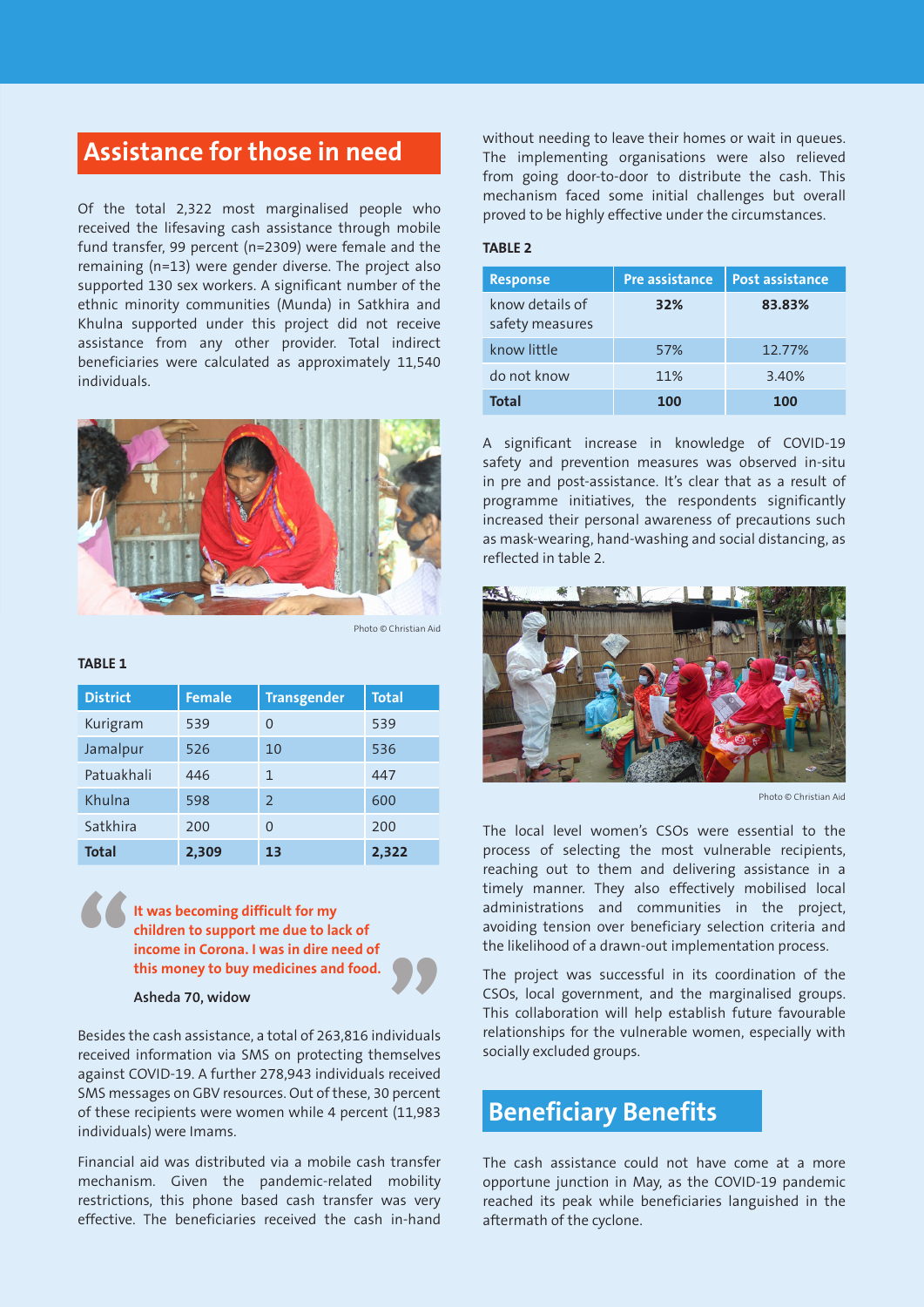## Assistance for those in need

Of the total 2,322 most marginalised people who received the lifesaving cash assistance through mobile fund transfer, 99 percent (n=2309) were female and the remaining (n=13) were gender diverse. The project also supported 130 sex workers. A significant number of the ethnic minority communities (Munda) in Satkhira and Khulna supported under this project did not receive assistance from any other provider. Total indirect beneficiaries were calculated as approximately 11,540 individuals.

Photo © Christian Aid

**TABLE 1**

| District | Female | Transgender | Total |
|---|---|---|---|
| Kurigram | 539 | 0 | 539 |
| Jamalpur | 526 | 10 | 536 |
| Patuakhali | 446 | 1 | 447 |
| Khulna | 598 | 2 | 600 |
| Satkhira | 200 | 0 | 200 |
| **Total** | **2,309** | **13** | **2,322** |

> **It was becoming difficult for my children to support me due to lack of income in Corona. I was in dire need of this money to buy medicines and food.**
>
> **Asheda 70, widow**

Besides the cash assistance, a total of 263,816 individuals received information via SMS on protecting themselves against COVID-19. A further 278,943 individuals received SMS messages on GBV resources. Out of these, 30 percent of these recipients were women while 4 percent (11,983 individuals) were Imams.

Financial aid was distributed via a mobile cash transfer mechanism. Given the pandemic-related mobility restrictions, this phone based cash transfer was very effective. The beneficiaries received the cash in-hand without needing to leave their homes or wait in queues. The implementing organisations were also relieved from going door-to-door to distribute the cash. This mechanism faced some initial challenges but overall proved to be highly effective under the circumstances.

**TABLE 2**

| Response | Pre assistance | Post assistance |
|---|---|---|
| know details of safety measures | **32%** | **83.83%** |
| know little | 57% | 12.77% |
| do not know | 11% | 3.40% |
| **Total** | **100** | **100** |

A significant increase in knowledge of COVID-19 safety and prevention measures was observed in-situ in pre and post-assistance. It's clear that as a result of programme initiatives, the respondents significantly increased their personal awareness of precautions such as mask-wearing, hand-washing and social distancing, as reflected in table 2.

Photo © Christian Aid

The local level women's CSOs were essential to the process of selecting the most vulnerable recipients, reaching out to them and delivering assistance in a timely manner. They also effectively mobilised local administrations and communities in the project, avoiding tension over beneficiary selection criteria and the likelihood of a drawn-out implementation process.

The project was successful in its coordination of the CSOs, local government, and the marginalised groups. This collaboration will help establish future favourable relationships for the vulnerable women, especially with socially excluded groups.

## Beneficiary Benefits

The cash assistance could not have come at a more opportune junction in May, as the COVID-19 pandemic reached its peak while beneficiaries languished in the aftermath of the cyclone.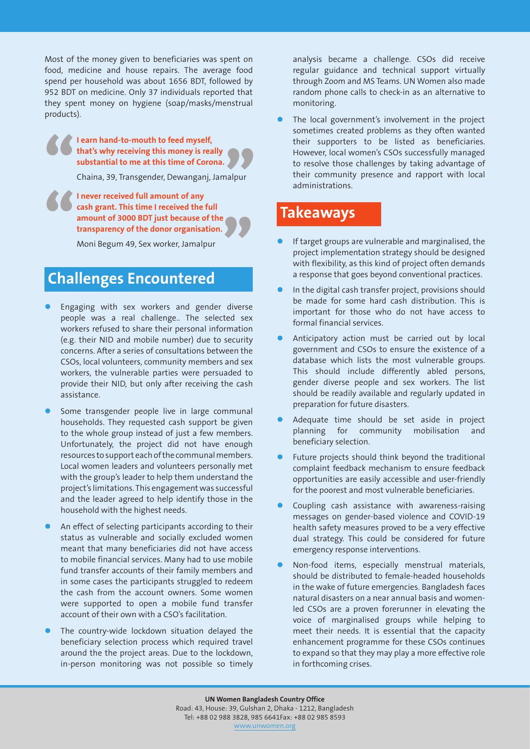Most of the money given to beneficiaries was spent on food, medicine and house repairs. The average food spend per household was about 1656 BDT, followed by 952 BDT on medicine. Only 37 individuals reported that they spent money on hygiene (soap/masks/menstrual products).

> **I earn hand-to-mouth to feed myself, that's why receiving this money is really substantial to me at this time of Corona.**
>
> Chaina, 39, Transgender, Dewanganj, Jamalpur

> **I never received full amount of any cash grant. This time I received the full amount of 3000 BDT just because of the transparency of the donor organisation.**
>
> Moni Begum 49, Sex worker, Jamalpur

## Challenges Encountered

- Engaging with sex workers and gender diverse people was a real challenge.. The selected sex workers refused to share their personal information (e.g. their NID and mobile number) due to security concerns. After a series of consultations between the CSOs, local volunteers, community members and sex workers, the vulnerable parties were persuaded to provide their NID, but only after receiving the cash assistance.
- Some transgender people live in large communal households. They requested cash support be given to the whole group instead of just a few members. Unfortunately, the project did not have enough resources to support each of the communal members. Local women leaders and volunteers personally met with the group's leader to help them understand the project's limitations. This engagement was successful and the leader agreed to help identify those in the household with the highest needs.
- An effect of selecting participants according to their status as vulnerable and socially excluded women meant that many beneficiaries did not have access to mobile financial services. Many had to use mobile fund transfer accounts of their family members and in some cases the participants struggled to redeem the cash from the account owners. Some women were supported to open a mobile fund transfer account of their own with a CSO's facilitation.
- The country-wide lockdown situation delayed the beneficiary selection process which required travel around the the project areas. Due to the lockdown, in-person monitoring was not possible so timely analysis became a challenge. CSOs did receive regular guidance and technical support virtually through Zoom and MS Teams. UN Women also made random phone calls to check-in as an alternative to monitoring.
- The local government's involvement in the project sometimes created problems as they often wanted their supporters to be listed as beneficiaries. However, local women's CSOs successfully managed to resolve those challenges by taking advantage of their community presence and rapport with local administrations.

## Takeaways

- If target groups are vulnerable and marginalised, the project implementation strategy should be designed with flexibility, as this kind of project often demands a response that goes beyond conventional practices.
- In the digital cash transfer project, provisions should be made for some hard cash distribution. This is important for those who do not have access to formal financial services.
- Anticipatory action must be carried out by local government and CSOs to ensure the existence of a database which lists the most vulnerable groups. This should include differently abled persons, gender diverse people and sex workers. The list should be readily available and regularly updated in preparation for future disasters.
- Adequate time should be set aside in project planning for community mobilisation and beneficiary selection.
- Future projects should think beyond the traditional complaint feedback mechanism to ensure feedback opportunities are easily accessible and user-friendly for the poorest and most vulnerable beneficiaries.
- Coupling cash assistance with awareness-raising messages on gender-based violence and COVID-19 health safety measures proved to be a very effective dual strategy. This could be considered for future emergency response interventions.
- Non-food items, especially menstrual materials, should be distributed to female-headed households in the wake of future emergencies. Bangladesh faces natural disasters on a near annual basis and women-led CSOs are a proven forerunner in elevating the voice of marginalised groups while helping to meet their needs. It is essential that the capacity enhancement programme for these CSOs continues to expand so that they may play a more effective role in forthcoming crises.

**UN Women Bangladesh Country Office**
Road: 43, House: 39, Gulshan 2, Dhaka - 1212, Bangladesh
Tel: +88 02 988 3828, 985 6641Fax: +88 02 985 8593
www.unwomen.org